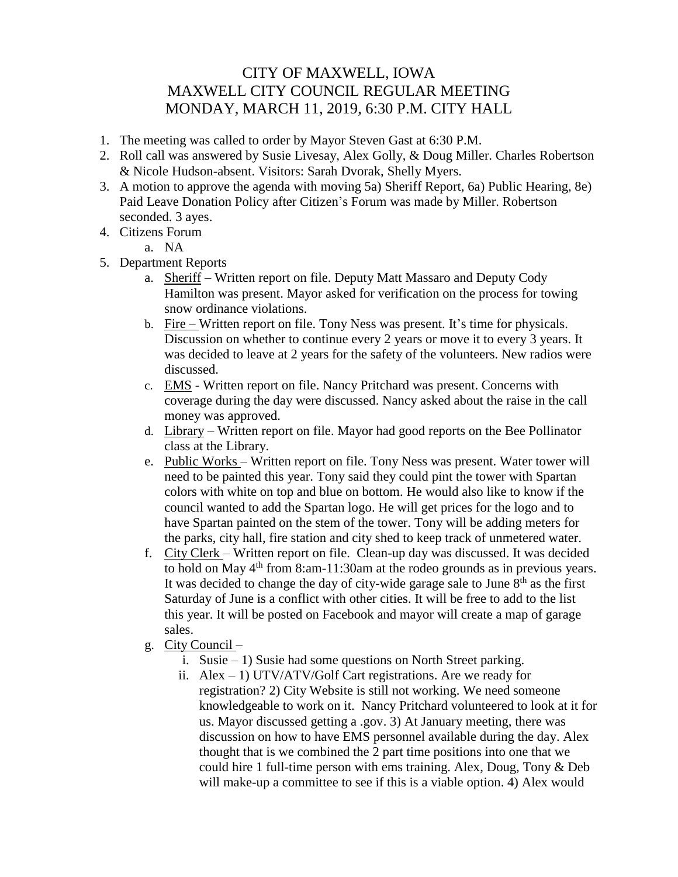# CITY OF MAXWELL, IOWA
# MAXWELL CITY COUNCIL REGULAR MEETING
# MONDAY, MARCH 11, 2019, 6:30 P.M. CITY HALL

1. The meeting was called to order by Mayor Steven Gast at 6:30 P.M.
2. Roll call was answered by Susie Livesay, Alex Golly, & Doug Miller. Charles Robertson & Nicole Hudson-absent. Visitors: Sarah Dvorak, Shelly Myers.
3. A motion to approve the agenda with moving 5a) Sheriff Report, 6a) Public Hearing, 8e) Paid Leave Donation Policy after Citizen's Forum was made by Miller. Robertson seconded. 3 ayes.
4. Citizens Forum
   a. NA
5. Department Reports
   a. Sheriff – Written report on file. Deputy Matt Massaro and Deputy Cody Hamilton was present. Mayor asked for verification on the process for towing snow ordinance violations.
   b. Fire – Written report on file. Tony Ness was present. It's time for physicals. Discussion on whether to continue every 2 years or move it to every 3 years. It was decided to leave at 2 years for the safety of the volunteers. New radios were discussed.
   c. EMS - Written report on file. Nancy Pritchard was present. Concerns with coverage during the day were discussed. Nancy asked about the raise in the call money was approved.
   d. Library – Written report on file. Mayor had good reports on the Bee Pollinator class at the Library.
   e. Public Works – Written report on file. Tony Ness was present. Water tower will need to be painted this year. Tony said they could pint the tower with Spartan colors with white on top and blue on bottom. He would also like to know if the council wanted to add the Spartan logo. He will get prices for the logo and to have Spartan painted on the stem of the tower. Tony will be adding meters for the parks, city hall, fire station and city shed to keep track of unmetered water.
   f. City Clerk – Written report on file. Clean-up day was discussed. It was decided to hold on May 4th from 8:am-11:30am at the rodeo grounds as in previous years. It was decided to change the day of city-wide garage sale to June 8th as the first Saturday of June is a conflict with other cities. It will be free to add to the list this year. It will be posted on Facebook and mayor will create a map of garage sales.
   g. City Council –
      i. Susie – 1) Susie had some questions on North Street parking.
      ii. Alex – 1) UTV/ATV/Golf Cart registrations. Are we ready for registration? 2) City Website is still not working. We need someone knowledgeable to work on it. Nancy Pritchard volunteered to look at it for us. Mayor discussed getting a .gov. 3) At January meeting, there was discussion on how to have EMS personnel available during the day. Alex thought that is we combined the 2 part time positions into one that we could hire 1 full-time person with ems training. Alex, Doug, Tony & Deb will make-up a committee to see if this is a viable option. 4) Alex would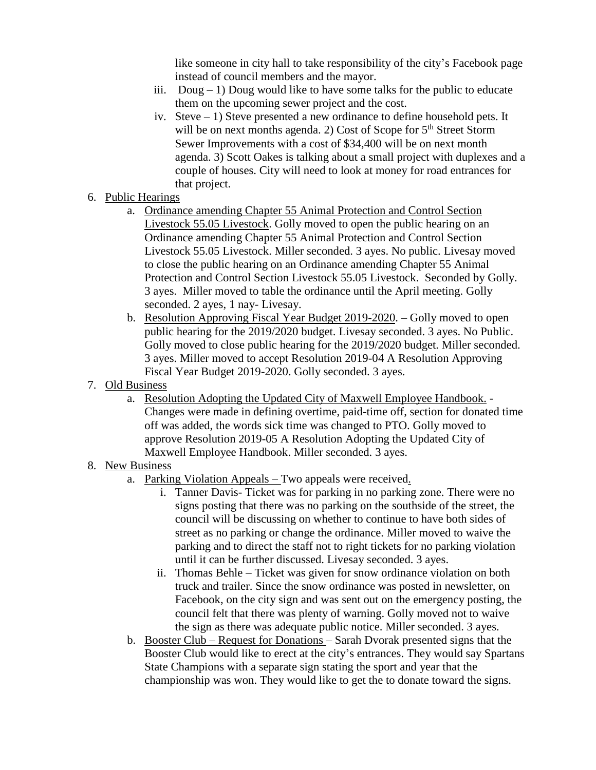like someone in city hall to take responsibility of the city's Facebook page instead of council members and the mayor.

iii. Doug – 1) Doug would like to have some talks for the public to educate them on the upcoming sewer project and the cost.

iv. Steve – 1) Steve presented a new ordinance to define household pets. It will be on next months agenda. 2) Cost of Scope for 5th Street Storm Sewer Improvements with a cost of $34,400 will be on next month agenda. 3) Scott Oakes is talking about a small project with duplexes and a couple of houses. City will need to look at money for road entrances for that project.

6. Public Hearings
   a. Ordinance amending Chapter 55 Animal Protection and Control Section Livestock 55.05 Livestock. Golly moved to open the public hearing on an Ordinance amending Chapter 55 Animal Protection and Control Section Livestock 55.05 Livestock. Miller seconded. 3 ayes. No public. Livesay moved to close the public hearing on an Ordinance amending Chapter 55 Animal Protection and Control Section Livestock 55.05 Livestock. Seconded by Golly. 3 ayes. Miller moved to table the ordinance until the April meeting. Golly seconded. 2 ayes, 1 nay- Livesay.
   b. Resolution Approving Fiscal Year Budget 2019-2020. – Golly moved to open public hearing for the 2019/2020 budget. Livesay seconded. 3 ayes. No Public. Golly moved to close public hearing for the 2019/2020 budget. Miller seconded. 3 ayes. Miller moved to accept Resolution 2019-04 A Resolution Approving Fiscal Year Budget 2019-2020. Golly seconded. 3 ayes.
7. Old Business
   a. Resolution Adopting the Updated City of Maxwell Employee Handbook. - Changes were made in defining overtime, paid-time off, section for donated time off was added, the words sick time was changed to PTO. Golly moved to approve Resolution 2019-05 A Resolution Adopting the Updated City of Maxwell Employee Handbook. Miller seconded. 3 ayes.
8. New Business
   a. Parking Violation Appeals – Two appeals were received.
      i. Tanner Davis- Ticket was for parking in no parking zone. There were no signs posting that there was no parking on the southside of the street, the council will be discussing on whether to continue to have both sides of street as no parking or change the ordinance. Miller moved to waive the parking and to direct the staff not to right tickets for no parking violation until it can be further discussed. Livesay seconded. 3 ayes.
      ii. Thomas Behle – Ticket was given for snow ordinance violation on both truck and trailer. Since the snow ordinance was posted in newsletter, on Facebook, on the city sign and was sent out on the emergency posting, the council felt that there was plenty of warning. Golly moved not to waive the sign as there was adequate public notice. Miller seconded. 3 ayes.
   b. Booster Club – Request for Donations – Sarah Dvorak presented signs that the Booster Club would like to erect at the city's entrances. They would say Spartans State Champions with a separate sign stating the sport and year that the championship was won. They would like to get the to donate toward the signs.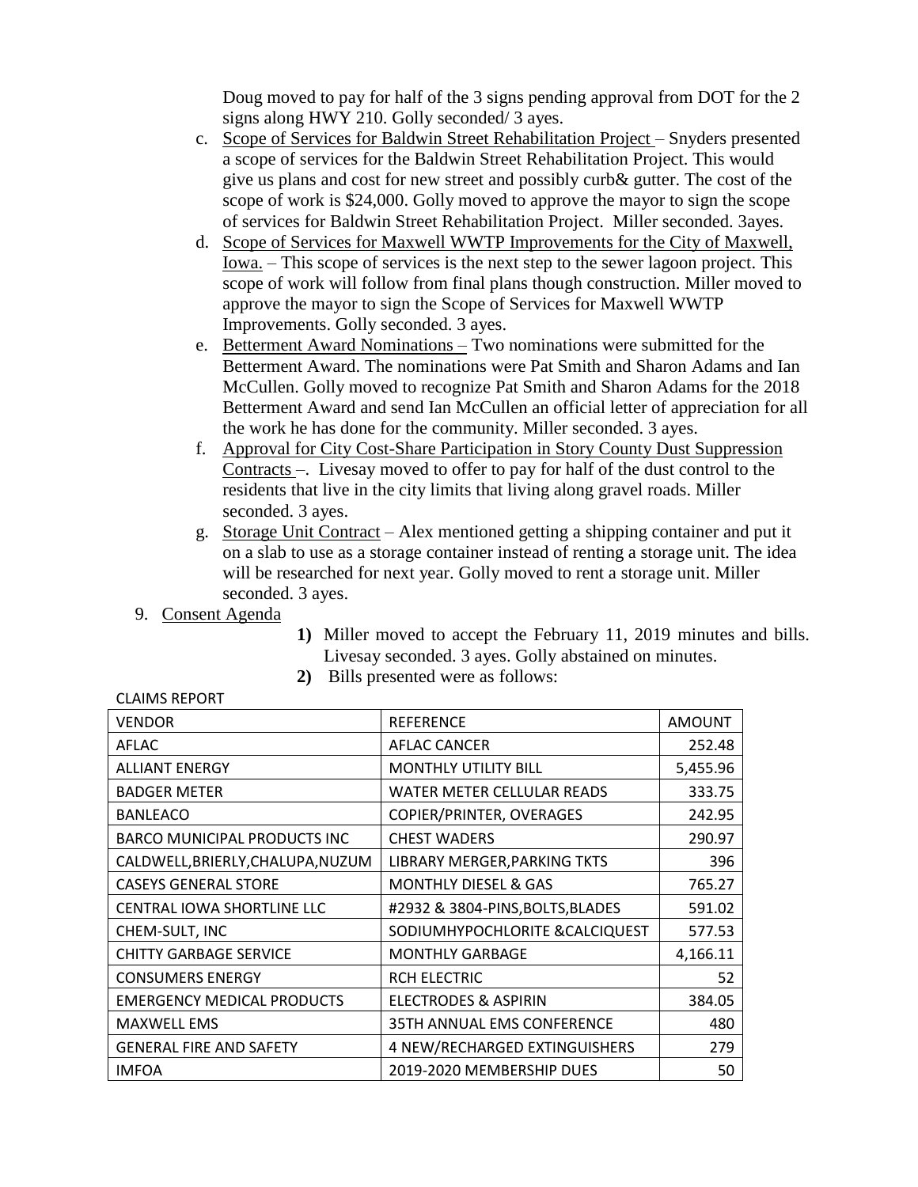Doug moved to pay for half of the 3 signs pending approval from DOT for the 2 signs along HWY 210. Golly seconded/ 3 ayes.

c. Scope of Services for Baldwin Street Rehabilitation Project – Snyders presented a scope of services for the Baldwin Street Rehabilitation Project. This would give us plans and cost for new street and possibly curb& gutter. The cost of the scope of work is $24,000. Golly moved to approve the mayor to sign the scope of services for Baldwin Street Rehabilitation Project. Miller seconded. 3ayes.

d. Scope of Services for Maxwell WWTP Improvements for the City of Maxwell, Iowa. – This scope of services is the next step to the sewer lagoon project. This scope of work will follow from final plans though construction. Miller moved to approve the mayor to sign the Scope of Services for Maxwell WWTP Improvements. Golly seconded. 3 ayes.

e. Betterment Award Nominations – Two nominations were submitted for the Betterment Award. The nominations were Pat Smith and Sharon Adams and Ian McCullen. Golly moved to recognize Pat Smith and Sharon Adams for the 2018 Betterment Award and send Ian McCullen an official letter of appreciation for all the work he has done for the community. Miller seconded. 3 ayes.

f. Approval for City Cost-Share Participation in Story County Dust Suppression Contracts –. Livesay moved to offer to pay for half of the dust control to the residents that live in the city limits that living along gravel roads. Miller seconded. 3 ayes.

g. Storage Unit Contract – Alex mentioned getting a shipping container and put it on a slab to use as a storage container instead of renting a storage unit. The idea will be researched for next year. Golly moved to rent a storage unit. Miller seconded. 3 ayes.

9. Consent Agenda

1) Miller moved to accept the February 11, 2019 minutes and bills. Livesay seconded. 3 ayes. Golly abstained on minutes.

2) Bills presented were as follows:

CLAIMS REPORT

| VENDOR | REFERENCE | AMOUNT |
|---|---|---|
| AFLAC | AFLAC CANCER | 252.48 |
| ALLIANT ENERGY | MONTHLY UTILITY BILL | 5,455.96 |
| BADGER METER | WATER METER CELLULAR READS | 333.75 |
| BANLEACO | COPIER/PRINTER, OVERAGES | 242.95 |
| BARCO MUNICIPAL PRODUCTS INC | CHEST WADERS | 290.97 |
| CALDWELL,BRIERLY,CHALUPA,NUZUM | LIBRARY MERGER,PARKING TKTS | 396 |
| CASEYS GENERAL STORE | MONTHLY DIESEL & GAS | 765.27 |
| CENTRAL IOWA SHORTLINE LLC | #2932 & 3804-PINS,BOLTS,BLADES | 591.02 |
| CHEM-SULT, INC | SODIUMHYPOCHLORITE &CALCIQUEST | 577.53 |
| CHITTY GARBAGE SERVICE | MONTHLY GARBAGE | 4,166.11 |
| CONSUMERS ENERGY | RCH ELECTRIC | 52 |
| EMERGENCY MEDICAL PRODUCTS | ELECTRODES & ASPIRIN | 384.05 |
| MAXWELL EMS | 35TH ANNUAL EMS CONFERENCE | 480 |
| GENERAL FIRE AND SAFETY | 4 NEW/RECHARGED EXTINGUISHERS | 279 |
| IMFOA | 2019-2020 MEMBERSHIP DUES | 50 |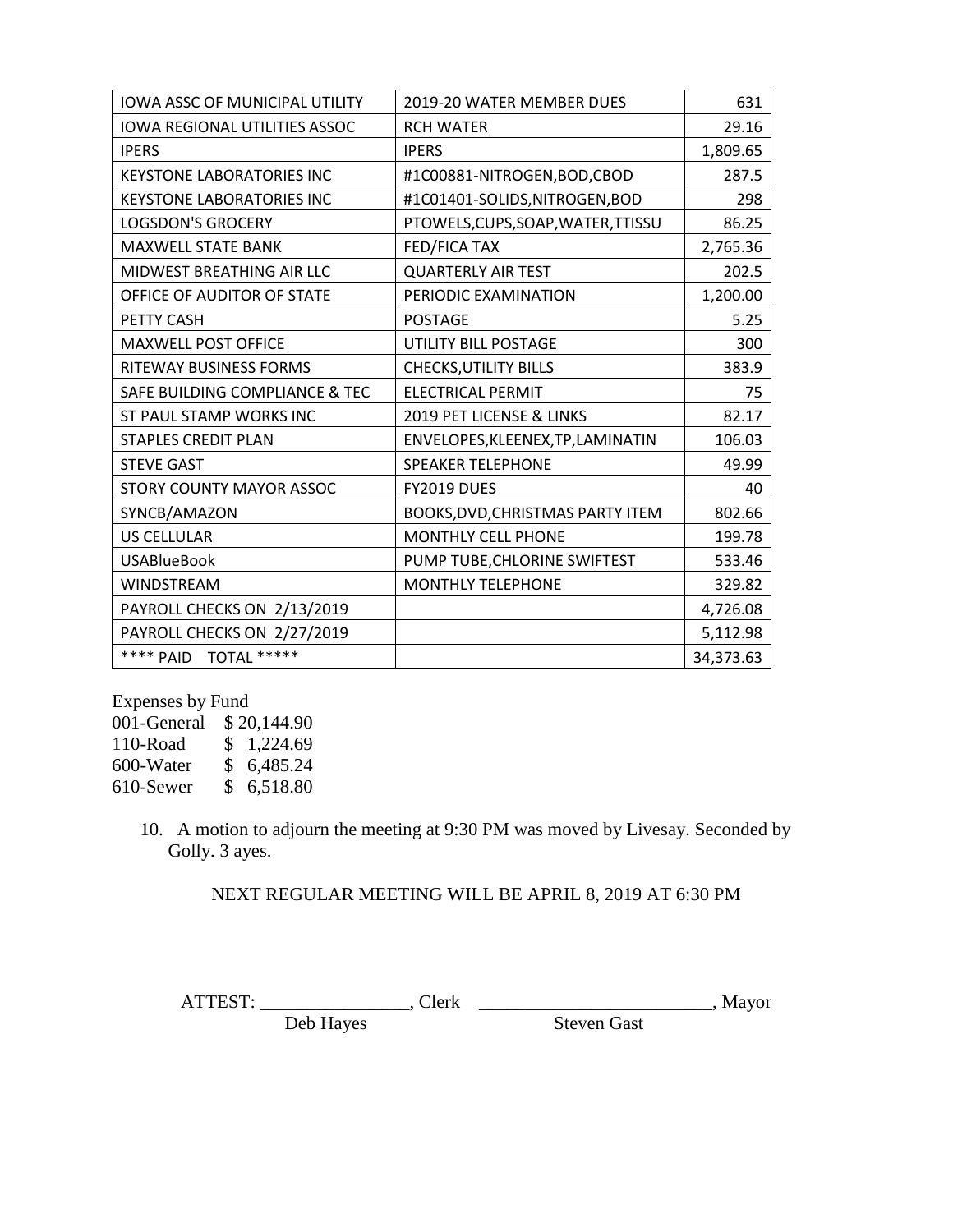| | | |
|---|---|---|
| IOWA ASSC OF MUNICIPAL UTILITY | 2019-20 WATER MEMBER DUES | 631 |
| IOWA REGIONAL UTILITIES ASSOC | RCH WATER | 29.16 |
| IPERS | IPERS | 1,809.65 |
| KEYSTONE LABORATORIES INC | #1C00881-NITROGEN,BOD,CBOD | 287.5 |
| KEYSTONE LABORATORIES INC | #1C01401-SOLIDS,NITROGEN,BOD | 298 |
| LOGSDON'S GROCERY | PTOWELS,CUPS,SOAP,WATER,TTISSU | 86.25 |
| MAXWELL STATE BANK | FED/FICA TAX | 2,765.36 |
| MIDWEST BREATHING AIR LLC | QUARTERLY AIR TEST | 202.5 |
| OFFICE OF AUDITOR OF STATE | PERIODIC EXAMINATION | 1,200.00 |
| PETTY CASH | POSTAGE | 5.25 |
| MAXWELL POST OFFICE | UTILITY BILL POSTAGE | 300 |
| RITEWAY BUSINESS FORMS | CHECKS,UTILITY BILLS | 383.9 |
| SAFE BUILDING COMPLIANCE & TEC | ELECTRICAL PERMIT | 75 |
| ST PAUL STAMP WORKS INC | 2019 PET LICENSE & LINKS | 82.17 |
| STAPLES CREDIT PLAN | ENVELOPES,KLEENEX,TP,LAMINATIN | 106.03 |
| STEVE GAST | SPEAKER TELEPHONE | 49.99 |
| STORY COUNTY MAYOR ASSOC | FY2019 DUES | 40 |
| SYNCB/AMAZON | BOOKS,DVD,CHRISTMAS PARTY ITEM | 802.66 |
| US CELLULAR | MONTHLY CELL PHONE | 199.78 |
| USABlueBook | PUMP TUBE,CHLORINE SWIFTEST | 533.46 |
| WINDSTREAM | MONTHLY TELEPHONE | 329.82 |
| PAYROLL CHECKS ON 2/13/2019 | | 4,726.08 |
| PAYROLL CHECKS ON 2/27/2019 | | 5,112.98 |
| **** PAID TOTAL ***** | | 34,373.63 |

Expenses by Fund

| | |
|---|---|
| 001-General | $ 20,144.90 |
| 110-Road | $ 1,224.69 |
| 600-Water | $ 6,485.24 |
| 610-Sewer | $ 6,518.80 |

10. A motion to adjourn the meeting at 9:30 PM was moved by Livesay. Seconded by Golly. 3 ayes.

NEXT REGULAR MEETING WILL BE APRIL 8, 2019 AT 6:30 PM

ATTEST: ________________, Clerk _________________________, Mayor

Deb Hayes Steven Gast